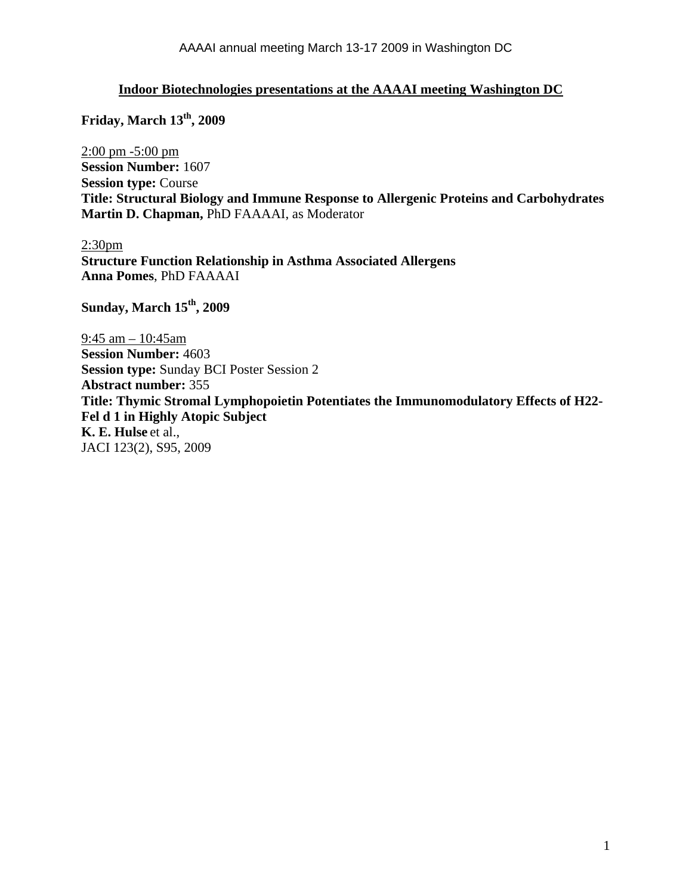## Indoor Biotechnologies presentations at the AAAAI meeting Washington DC

### Friday, March 13th, 2009

2:00 pm -5:00 pm
**Session Number:** 1607
**Session type:** Course
**Title: Structural Biology and Immune Response to Allergenic Proteins and Carbohydrates**
**Martin D. Chapman,** PhD FAAAAI, as Moderator

2:30pm
**Structure Function Relationship in Asthma Associated Allergens**
**Anna Pomes**, PhD FAAAAI

### Sunday, March 15th, 2009

9:45 am – 10:45am
**Session Number:** 4603
**Session type:** Sunday BCI Poster Session 2
**Abstract number:** 355
**Title: Thymic Stromal Lymphopoietin Potentiates the Immunomodulatory Effects of H22-Fel d 1 in Highly Atopic Subject**
**K. E. Hulse** et al.,
JACI 123(2), S95, 2009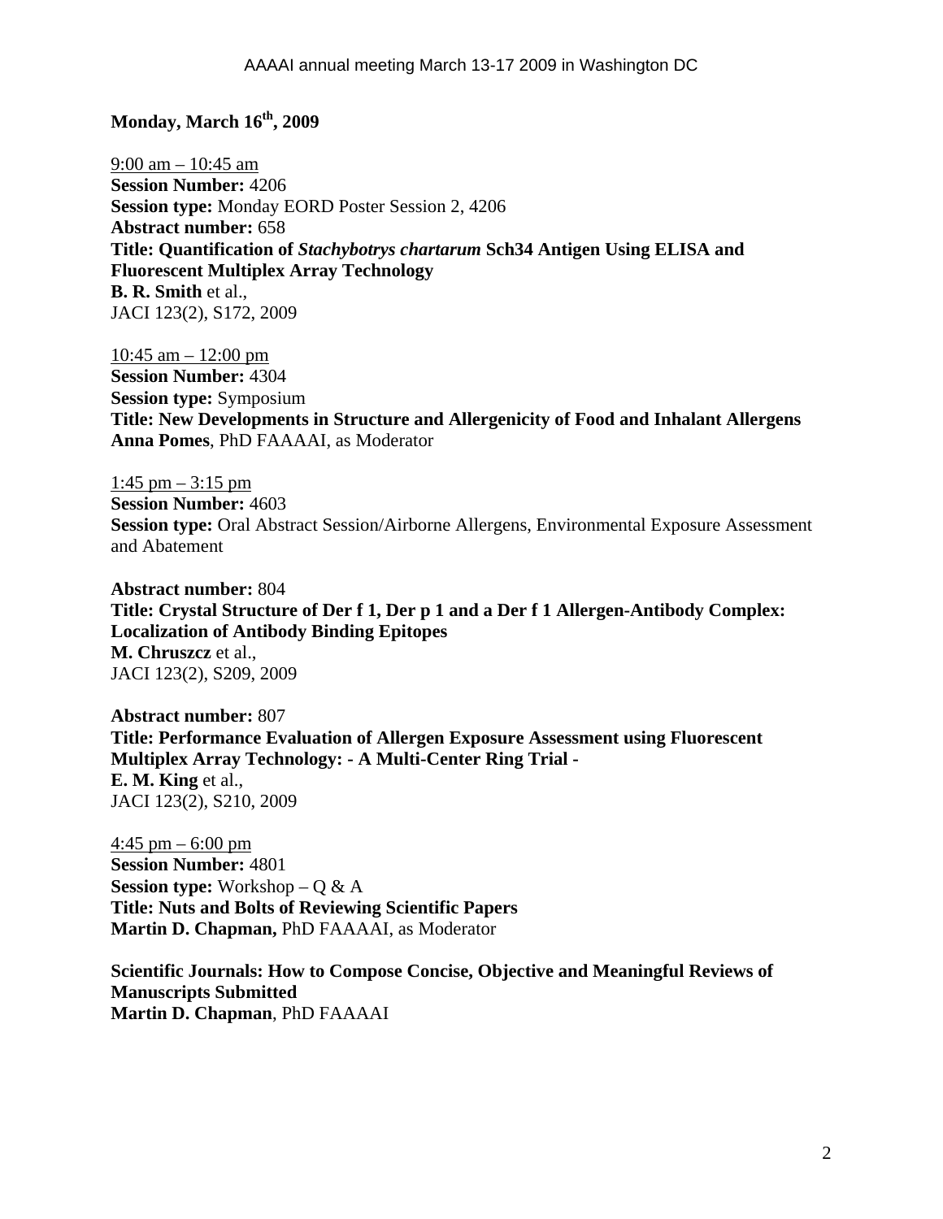## Monday, March 16th, 2009

9:00 am – 10:45 am
**Session Number:** 4206
**Session type:** Monday EORD Poster Session 2, 4206
**Abstract number:** 658
**Title: Quantification of *Stachybotrys chartarum* Sch34 Antigen Using ELISA and Fluorescent Multiplex Array Technology**
**B. R. Smith** et al.,
JACI 123(2), S172, 2009

10:45 am – 12:00 pm
**Session Number:** 4304
**Session type:** Symposium
**Title: New Developments in Structure and Allergenicity of Food and Inhalant Allergens**
**Anna Pomes**, PhD FAAAAI, as Moderator

1:45 pm – 3:15 pm
**Session Number:** 4603
**Session type:** Oral Abstract Session/Airborne Allergens, Environmental Exposure Assessment and Abatement

**Abstract number:** 804
**Title: Crystal Structure of Der f 1, Der p 1 and a Der f 1 Allergen-Antibody Complex: Localization of Antibody Binding Epitopes**
**M. Chruszcz** et al.,
JACI 123(2), S209, 2009

**Abstract number:** 807
**Title: Performance Evaluation of Allergen Exposure Assessment using Fluorescent Multiplex Array Technology: - A Multi-Center Ring Trial -**
**E. M. King** et al.,
JACI 123(2), S210, 2009

4:45 pm – 6:00 pm
**Session Number:** 4801
**Session type:** Workshop – Q & A
**Title: Nuts and Bolts of Reviewing Scientific Papers**
**Martin D. Chapman,** PhD FAAAAI, as Moderator

**Scientific Journals: How to Compose Concise, Objective and Meaningful Reviews of Manuscripts Submitted**
**Martin D. Chapman**, PhD FAAAAI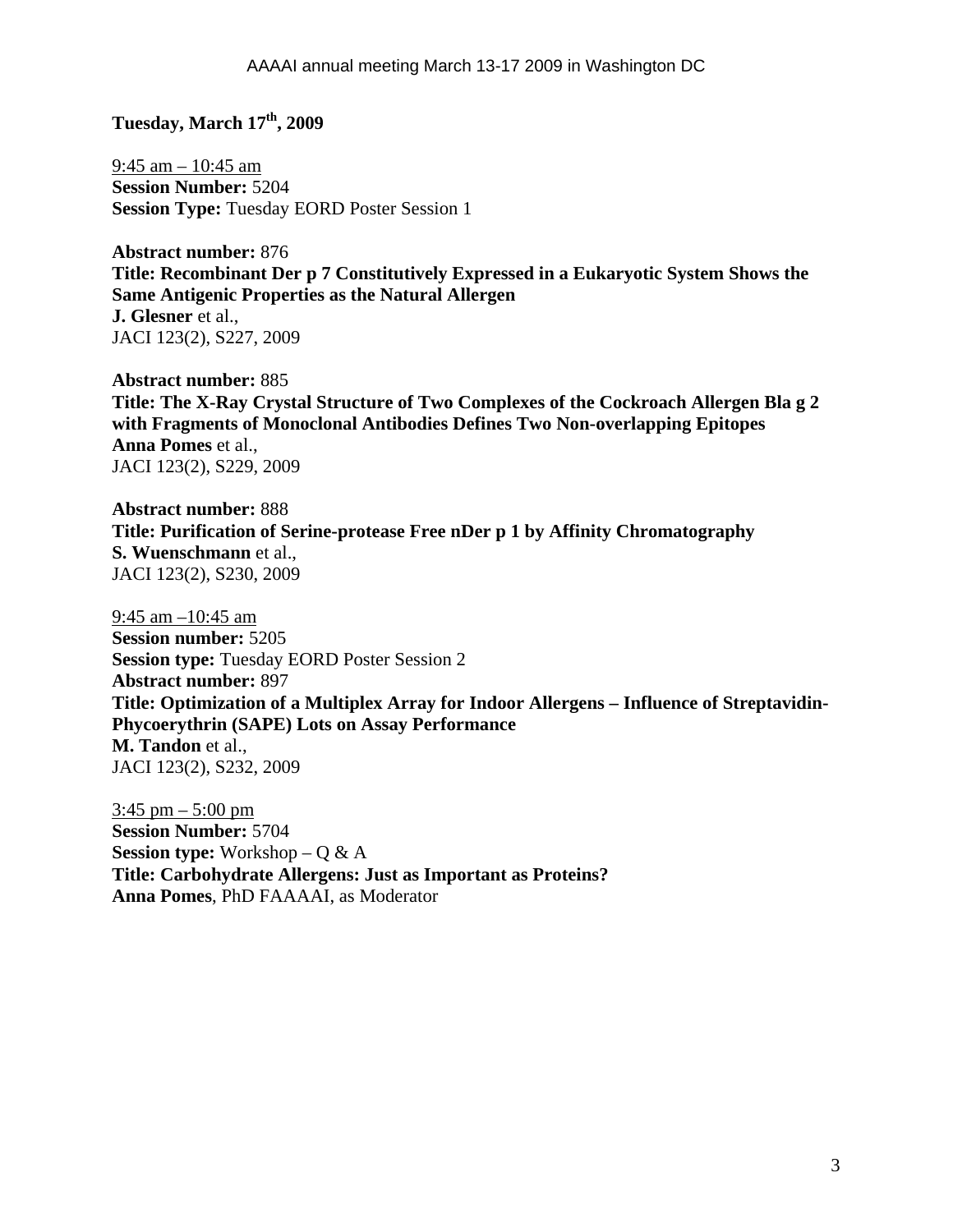**Tuesday, March 17th, 2009**

9:45 am – 10:45 am
**Session Number:** 5204
**Session Type:** Tuesday EORD Poster Session 1

**Abstract number:** 876
**Title: Recombinant Der p 7 Constitutively Expressed in a Eukaryotic System Shows the Same Antigenic Properties as the Natural Allergen**
**J. Glesner** et al.,
JACI 123(2), S227, 2009

**Abstract number:** 885
**Title: The X-Ray Crystal Structure of Two Complexes of the Cockroach Allergen Bla g 2 with Fragments of Monoclonal Antibodies Defines Two Non-overlapping Epitopes**
**Anna Pomes** et al.,
JACI 123(2), S229, 2009

**Abstract number:** 888
**Title: Purification of Serine-protease Free nDer p 1 by Affinity Chromatography**
**S. Wuenschmann** et al.,
JACI 123(2), S230, 2009

9:45 am –10:45 am
**Session number:** 5205
**Session type:** Tuesday EORD Poster Session 2
**Abstract number:** 897
**Title: Optimization of a Multiplex Array for Indoor Allergens – Influence of Streptavidin-Phycoerythrin (SAPE) Lots on Assay Performance**
**M. Tandon** et al.,
JACI 123(2), S232, 2009

3:45 pm – 5:00 pm
**Session Number:** 5704
**Session type:** Workshop – Q & A
**Title: Carbohydrate Allergens: Just as Important as Proteins?**
**Anna Pomes**, PhD FAAAAI, as Moderator